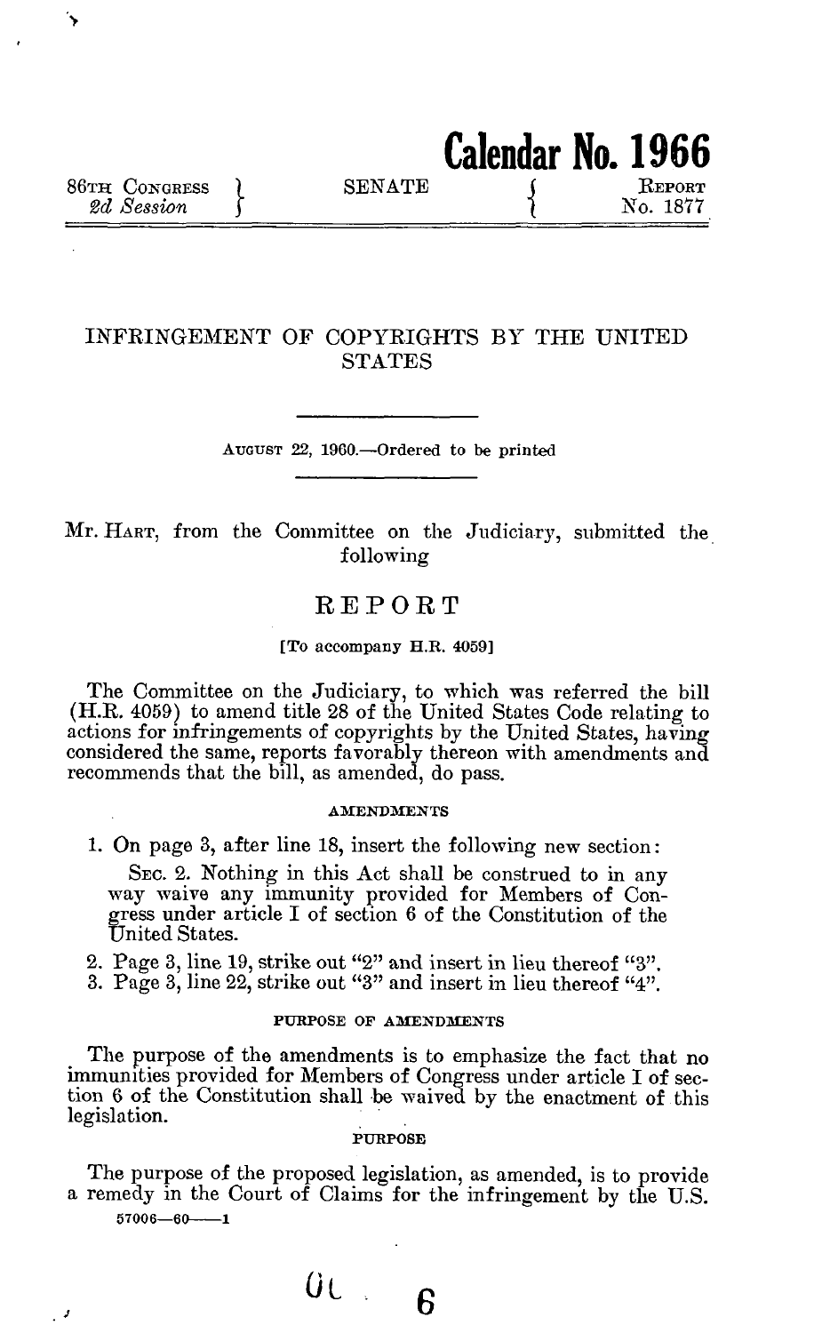Calendar No. 1966

86TH CONGRESS 2d Session | SENATE | REPORT No. 1877

# INFRINGEMENT OF COPYRIGHTS BY THE UNITED STATES

AUGUST 22, 1960.—Ordered to be printed

Mr. HART, from the Committee on the Judiciary, submitted the following

## REPORT

[To accompany H.R. 4059]

The Committee on the Judiciary, to which was referred the bill (H.R. 4059) to amend title 28 of the United States Code relating to actions for infringements of copyrights by the United States, having considered the same, reports favorably thereon with amendments and recommends that the bill, as amended, do pass.

### AMENDMENTS

1. On page 3, after line 18, insert the following new section:

   SEC. 2. Nothing in this Act shall be construed to in any way waive any immunity provided for Members of Congress under article I of section 6 of the Constitution of the United States.

2. Page 3, line 19, strike out "2" and insert in lieu thereof "3".
3. Page 3, line 22, strike out "3" and insert in lieu thereof "4".

### PURPOSE OF AMENDMENTS

The purpose of the amendments is to emphasize the fact that no immunities provided for Members of Congress under article I of section 6 of the Constitution shall be waived by the enactment of this legislation.

### PURPOSE

The purpose of the proposed legislation, as amended, is to provide a remedy in the Court of Claims for the infringement by the U.S.

57006—60——1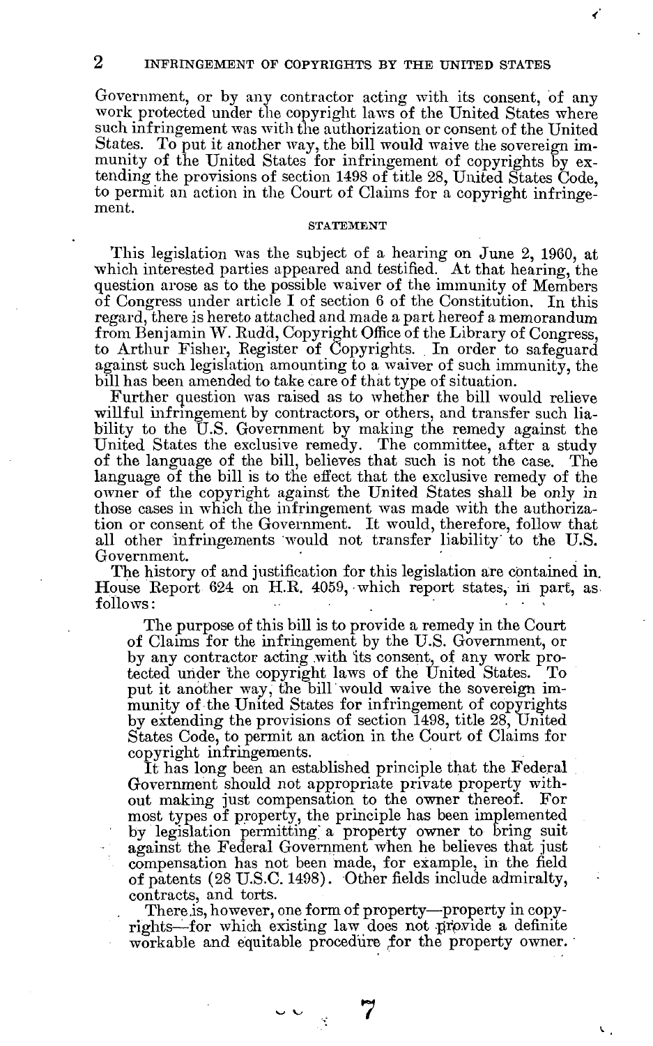Government, or by any contractor acting with its consent, of any work protected under the copyright laws of the United States where such infringement was with the authorization or consent of the United States. To put it another way, the bill would waive the sovereign immunity of the United States for infringement of copyrights by extending the provisions of section 1498 of title 28, United States Code, to permit an action in the Court of Claims for a copyright infringement.

## STATEMENT

This legislation was the subject of a hearing on June 2, 1960, at which interested parties appeared and testified. At that hearing, the question arose as to the possible waiver of the immunity of Members of Congress under article I of section 6 of the Constitution. In this regard, there is hereto attached and made a part hereof a memorandum from Benjamin W. Rudd, Copyright Office of the Library of Congress, to Arthur Fisher, Register of Copyrights. In order to safeguard against such legislation amounting to a waiver of such immunity, the bill has been amended to take care of that type of situation.

Further question was raised as to whether the bill would relieve willful infringement by contractors, or others, and transfer such liability to the U.S. Government by making the remedy against the United States the exclusive remedy. The committee, after a study of the language of the bill, believes that such is not the case. The language of the bill is to the effect that the exclusive remedy of the owner of the copyright against the United States shall be only in those cases in which the infringement was made with the authorization or consent of the Government. It would, therefore, follow that all other infringements would not transfer liability to the U.S. Government.

The history of and justification for this legislation are contained in House Report 624 on H.R. 4059, which report states, in part, as follows:

> The purpose of this bill is to provide a remedy in the Court of Claims for the infringement by the U.S. Government, or by any contractor acting with its consent, of any work protected under the copyright laws of the United States. To put it another way, the bill would waive the sovereign immunity of the United States for infringement of copyrights by extending the provisions of section 1498, title 28, United States Code, to permit an action in the Court of Claims for copyright infringements.
>
> It has long been an established principle that the Federal Government should not appropriate private property without making just compensation to the owner thereof. For most types of property, the principle has been implemented by legislation permitting a property owner to bring suit against the Federal Government when he believes that just compensation has not been made, for example, in the field of patents (28 U.S.C. 1498). Other fields include admiralty, contracts, and torts.
>
> There is, however, one form of property—property in copyrights—for which existing law does not provide a definite workable and equitable procedure for the property owner.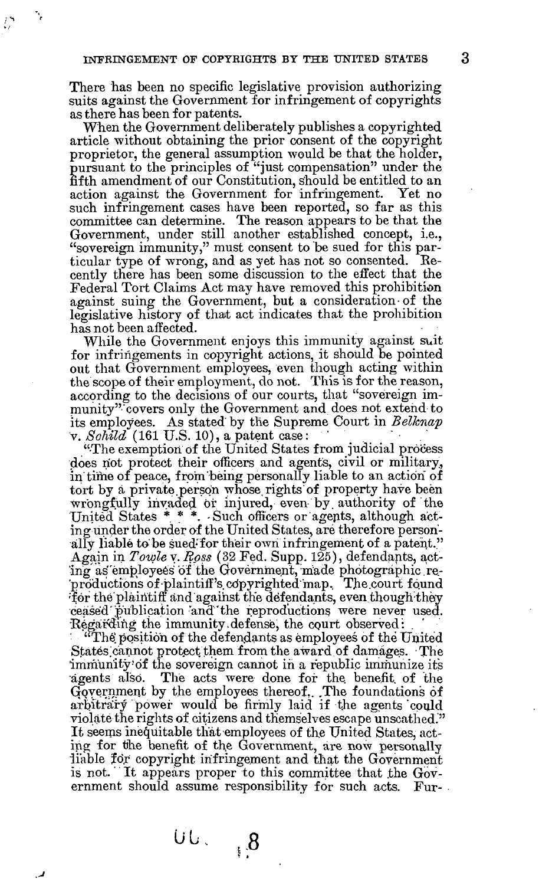There has been no specific legislative provision authorizing suits against the Government for infringement of copyrights as there has been for patents.

When the Government deliberately publishes a copyrighted article without obtaining the prior consent of the copyright proprietor, the general assumption would be that the holder, pursuant to the principles of "just compensation" under the fifth amendment of our Constitution, should be entitled to an action against the Government for infringement. Yet no such infringement cases have been reported, so far as this committee can determine. The reason appears to be that the Government, under still another established concept, i.e., "sovereign immunity," must consent to be sued for this particular type of wrong, and as yet has not so consented. Recently there has been some discussion to the effect that the Federal Tort Claims Act may have removed this prohibition against suing the Government, but a consideration of the legislative history of that act indicates that the prohibition has not been affected.

While the Government enjoys this immunity against suit for infringements in copyright actions, it should be pointed out that Government employees, even though acting within the scope of their employment, do not. This is for the reason, according to the decisions of our courts, that "sovereign immunity" covers only the Government and does not extend to its employees. As stated by the Supreme Court in *Belknap* v. *Schild* (161 U.S. 10), a patent case:

"The exemption of the United States from judicial process does not protect their officers and agents, civil or military, in time of peace, from being personally liable to an action of tort by a private person whose rights of property have been wrongfully invaded or injured, even by authority of the United States * * *. Such officers or agents, although acting under the order of the United States, are therefore personally liable to be sued for their own infringement of a patent." Again in *Towle* v. *Ross* (32 Fed. Supp. 125), defendants, acting as employees of the Government, made photographic reproductions of plaintiff's copyrighted map. The court found for the plaintiff and against the defendants, even though they ceased publication and the reproductions were never used. Regarding the immunity defense, the court observed:

"The position of the defendants as employees of the United States cannot protect them from the award of damages. The immunity of the sovereign cannot in a republic immunize its agents also. The acts were done for the benefit of the Government by the employees thereof. The foundations of arbitrary power would be firmly laid if the agents could violate the rights of citizens and themselves escape unscathed." It seems inequitable that employees of the United States, acting for the benefit of the Government, are now personally liable for copyright infringement and that the Government is not. It appears proper to this committee that the Government should assume responsibility for such acts. Fur-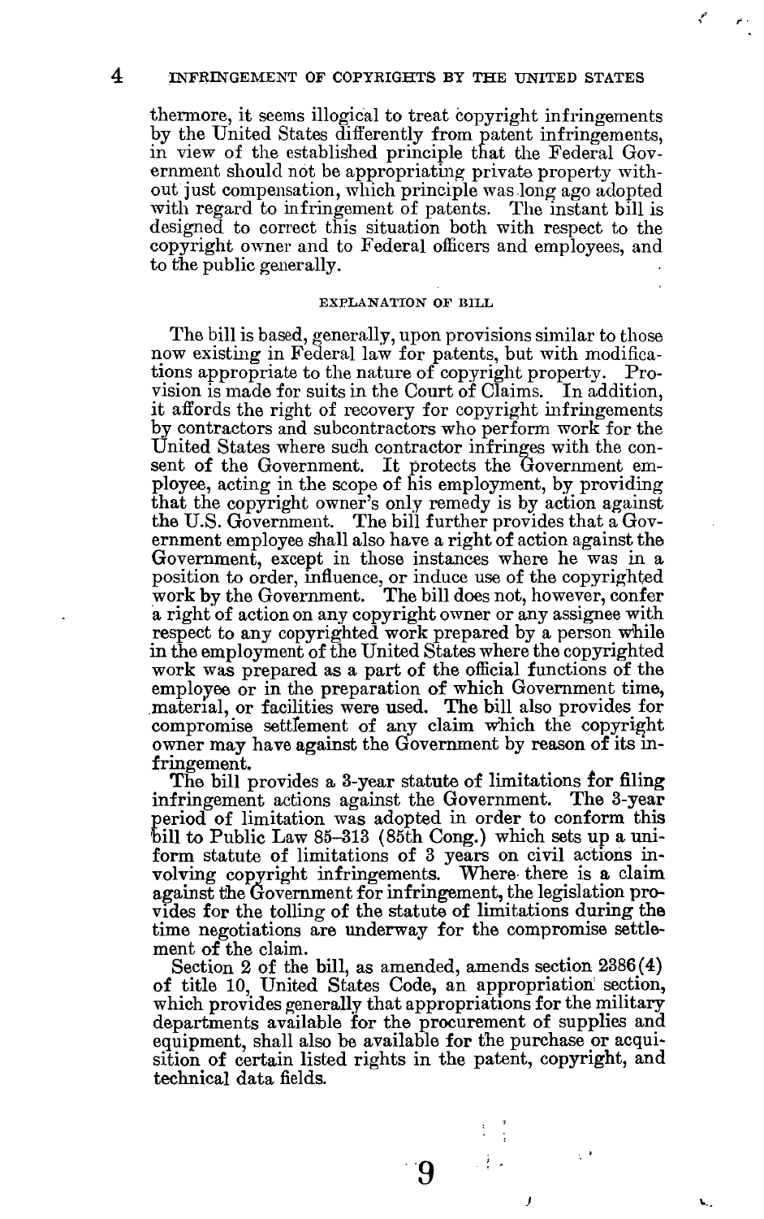thermore, it seems illogical to treat copyright infringements by the United States differently from patent infringements, in view of the established principle that the Federal Government should not be appropriating private property without just compensation, which principle was long ago adopted with regard to infringement of patents. The instant bill is designed to correct this situation both with respect to the copyright owner and to Federal officers and employees, and to the public generally.

## EXPLANATION OF BILL

The bill is based, generally, upon provisions similar to those now existing in Federal law for patents, but with modifications appropriate to the nature of copyright property. Provision is made for suits in the Court of Claims. In addition, it affords the right of recovery for copyright infringements by contractors and subcontractors who perform work for the United States where such contractor infringes with the consent of the Government. It protects the Government employee, acting in the scope of his employment, by providing that the copyright owner's only remedy is by action against the U.S. Government. The bill further provides that a Government employee shall also have a right of action against the Government, except in those instances where he was in a position to order, influence, or induce use of the copyrighted work by the Government. The bill does not, however, confer a right of action on any copyright owner or any assignee with respect to any copyrighted work prepared by a person while in the employment of the United States where the copyrighted work was prepared as a part of the official functions of the employee or in the preparation of which Government time, material, or facilities were used. The bill also provides for compromise settlement of any claim which the copyright owner may have against the Government by reason of its infringement.

The bill provides a 3-year statute of limitations for filing infringement actions against the Government. The 3-year period of limitation was adopted in order to conform this bill to Public Law 85–313 (85th Cong.) which sets up a uniform statute of limitations of 3 years on civil actions involving copyright infringements. Where there is a claim against the Government for infringement, the legislation provides for the tolling of the statute of limitations during the time negotiations are underway for the compromise settlement of the claim.

Section 2 of the bill, as amended, amends section 2386(4) of title 10, United States Code, an appropriation section, which provides generally that appropriations for the military departments available for the procurement of supplies and equipment, shall also be available for the purchase or acquisition of certain listed rights in the patent, copyright, and technical data fields.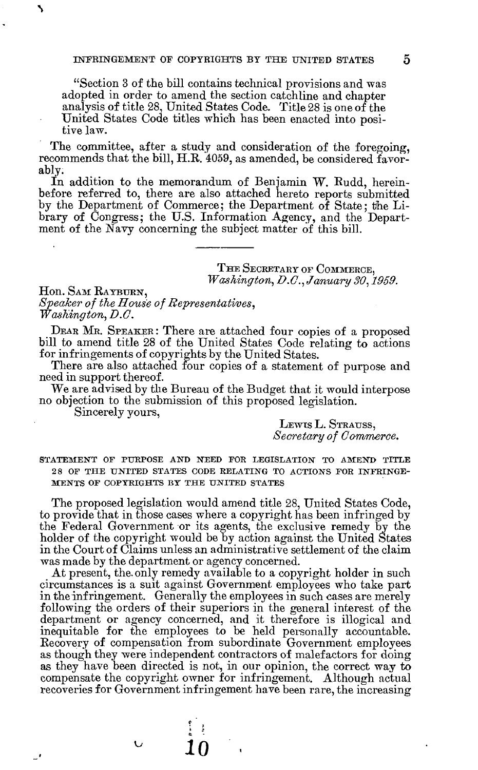"Section 3 of the bill contains technical provisions and was adopted in order to amend the section catchline and chapter analysis of title 28, United States Code. Title 28 is one of the United States Code titles which has been enacted into positive law.

The committee, after a study and consideration of the foregoing, recommends that the bill, H.R. 4059, as amended, be considered favorably.

In addition to the memorandum of Benjamin W. Rudd, hereinbefore referred to, there are also attached hereto reports submitted by the Department of Commerce; the Department of State; the Library of Congress; the U.S. Information Agency, and the Department of the Navy concerning the subject matter of this bill.

---

THE SECRETARY OF COMMERCE,
*Washington, D.C., January 30, 1959.*

Hon. SAM RAYBURN,
*Speaker of the House of Representatives,*
*Washington, D.C.*

DEAR MR. SPEAKER: There are attached four copies of a proposed bill to amend title 28 of the United States Code relating to actions for infringements of copyrights by the United States.

There are also attached four copies of a statement of purpose and need in support thereof.

We are advised by the Bureau of the Budget that it would interpose no objection to the submission of this proposed legislation.

Sincerely yours,

LEWIS L. STRAUSS,
*Secretary of Commerce.*

STATEMENT OF PURPOSE AND NEED FOR LEGISLATION TO AMEND TITLE 28 OF THE UNITED STATES CODE RELATING TO ACTIONS FOR INFRINGEMENTS OF COPYRIGHTS BY THE UNITED STATES

The proposed legislation would amend title 28, United States Code, to provide that in those cases where a copyright has been infringed by the Federal Government or its agents, the exclusive remedy by the holder of the copyright would be by action against the United States in the Court of Claims unless an administrative settlement of the claim was made by the department or agency concerned.

At present, the only remedy available to a copyright holder in such circumstances is a suit against Government employees who take part in the infringement. Generally the employees in such cases are merely following the orders of their superiors in the general interest of the department or agency concerned, and it therefore is illogical and inequitable for the employees to be held personally accountable. Recovery of compensation from subordinate Government employees as though they were independent contractors of malefactors for doing as they have been directed is not, in our opinion, the correct way to compensate the copyright owner for infringement. Although actual recoveries for Government infringement have been rare, the increasing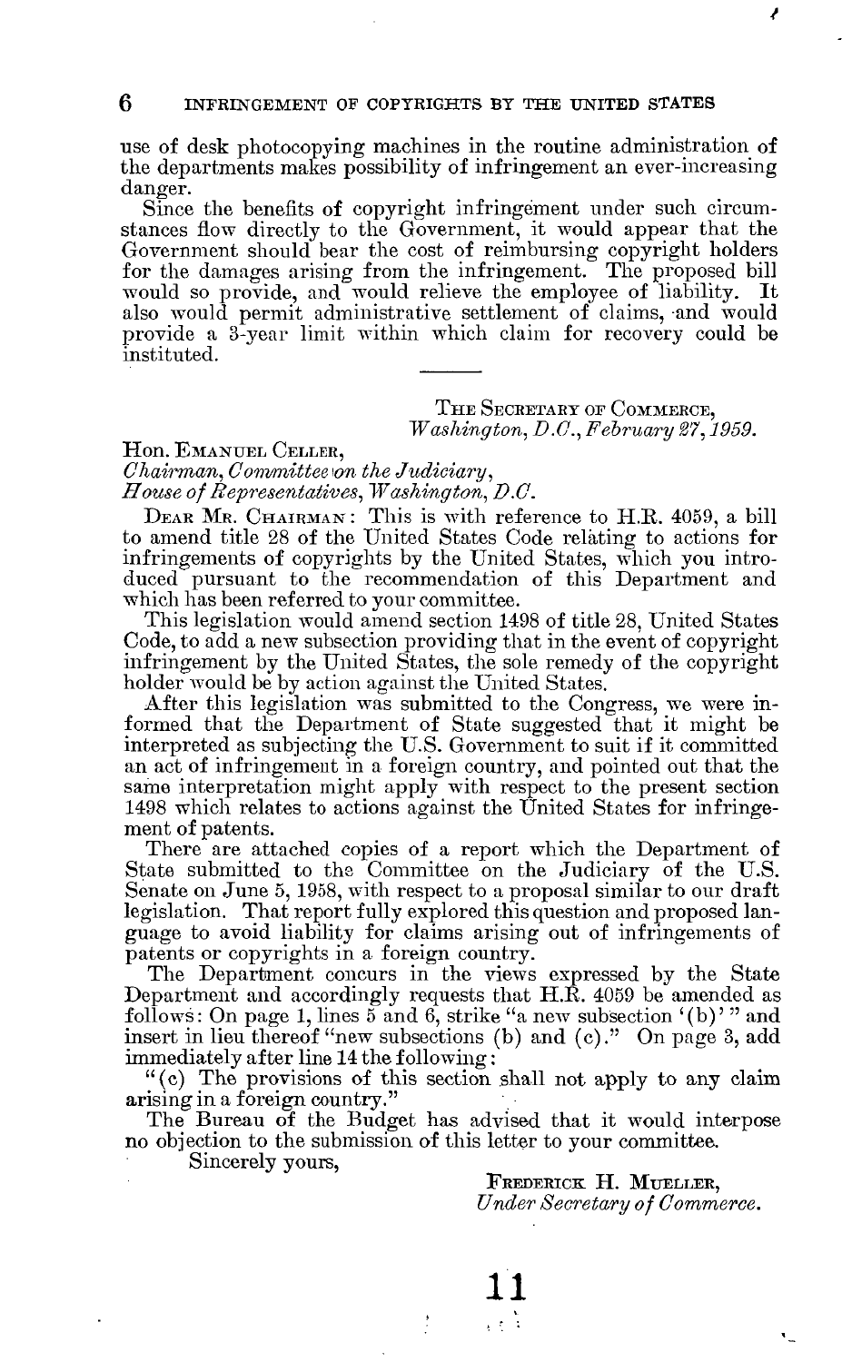use of desk photocopying machines in the routine administration of the departments makes possibility of infringement an ever-increasing danger.

Since the benefits of copyright infringement under such circumstances flow directly to the Government, it would appear that the Government should bear the cost of reimbursing copyright holders for the damages arising from the infringement. The proposed bill would so provide, and would relieve the employee of liability. It also would permit administrative settlement of claims, and would provide a 3-year limit within which claim for recovery could be instituted.

---

THE SECRETARY OF COMMERCE,
*Washington, D.C., February 27, 1959.*

Hon. EMANUEL CELLER,
*Chairman, Committee on the Judiciary,*
*House of Representatives, Washington, D.C.*

DEAR MR. CHAIRMAN: This is with reference to H.R. 4059, a bill to amend title 28 of the United States Code relating to actions for infringements of copyrights by the United States, which you introduced pursuant to the recommendation of this Department and which has been referred to your committee.

This legislation would amend section 1498 of title 28, United States Code, to add a new subsection providing that in the event of copyright infringement by the United States, the sole remedy of the copyright holder would be by action against the United States.

After this legislation was submitted to the Congress, we were informed that the Department of State suggested that it might be interpreted as subjecting the U.S. Government to suit if it committed an act of infringement in a foreign country, and pointed out that the same interpretation might apply with respect to the present section 1498 which relates to actions against the United States for infringement of patents.

There are attached copies of a report which the Department of State submitted to the Committee on the Judiciary of the U.S. Senate on June 5, 1958, with respect to a proposal similar to our draft legislation. That report fully explored this question and proposed language to avoid liability for claims arising out of infringements of patents or copyrights in a foreign country.

The Department concurs in the views expressed by the State Department and accordingly requests that H.R. 4059 be amended as follows: On page 1, lines 5 and 6, strike "a new subsection '(b)'" and insert in lieu thereof "new subsections (b) and (c)." On page 3, add immediately after line 14 the following:

"(c) The provisions of this section shall not apply to any claim arising in a foreign country."

The Bureau of the Budget has advised that it would interpose no objection to the submission of this letter to your committee.

Sincerely yours,

FREDERICK H. MUELLER,
*Under Secretary of Commerce.*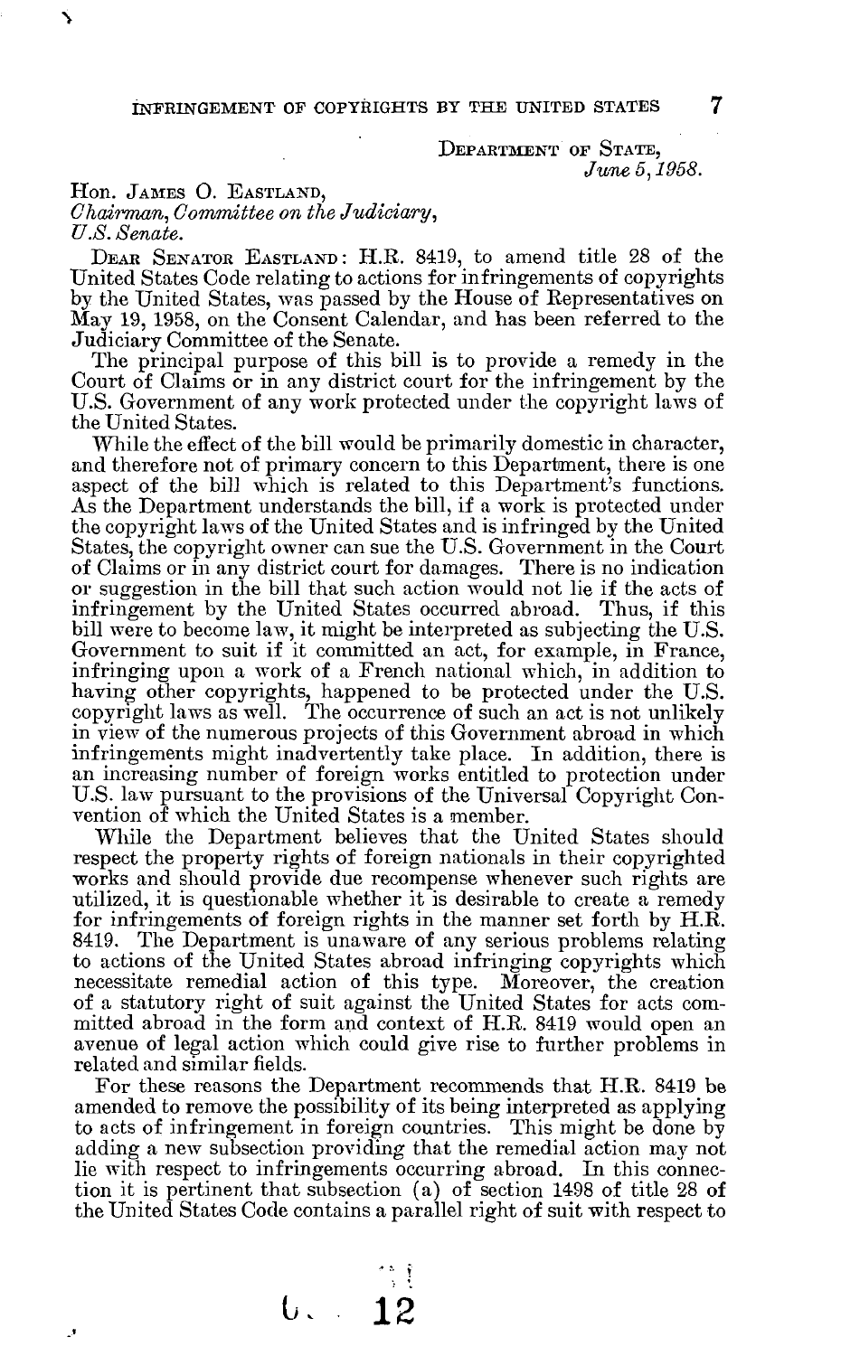DEPARTMENT OF STATE,
*June 5, 1958.*

Hon. JAMES O. EASTLAND,
*Chairman, Committee on the Judiciary,*
*U.S. Senate.*

DEAR SENATOR EASTLAND: H.R. 8419, to amend title 28 of the United States Code relating to actions for infringements of copyrights by the United States, was passed by the House of Representatives on May 19, 1958, on the Consent Calendar, and has been referred to the Judiciary Committee of the Senate.

The principal purpose of this bill is to provide a remedy in the Court of Claims or in any district court for the infringement by the U.S. Government of any work protected under the copyright laws of the United States.

While the effect of the bill would be primarily domestic in character, and therefore not of primary concern to this Department, there is one aspect of the bill which is related to this Department's functions. As the Department understands the bill, if a work is protected under the copyright laws of the United States and is infringed by the United States, the copyright owner can sue the U.S. Government in the Court of Claims or in any district court for damages. There is no indication or suggestion in the bill that such action would not lie if the acts of infringement by the United States occurred abroad. Thus, if this bill were to become law, it might be interpreted as subjecting the U.S. Government to suit if it committed an act, for example, in France, infringing upon a work of a French national which, in addition to having other copyrights, happened to be protected under the U.S. copyright laws as well. The occurrence of such an act is not unlikely in view of the numerous projects of this Government abroad in which infringements might inadvertently take place. In addition, there is an increasing number of foreign works entitled to protection under U.S. law pursuant to the provisions of the Universal Copyright Convention of which the United States is a member.

While the Department believes that the United States should respect the property rights of foreign nationals in their copyrighted works and should provide due recompense whenever such rights are utilized, it is questionable whether it is desirable to create a remedy for infringements of foreign rights in the manner set forth by H.R. 8419. The Department is unaware of any serious problems relating to actions of the United States abroad infringing copyrights which necessitate remedial action of this type. Moreover, the creation of a statutory right of suit against the United States for acts committed abroad in the form and context of H.R. 8419 would open an avenue of legal action which could give rise to further problems in related and similar fields.

For these reasons the Department recommends that H.R. 8419 be amended to remove the possibility of its being interpreted as applying to acts of infringement in foreign countries. This might be done by adding a new subsection providing that the remedial action may not lie with respect to infringements occurring abroad. In this connection it is pertinent that subsection (a) of section 1498 of title 28 of the United States Code contains a parallel right of suit with respect to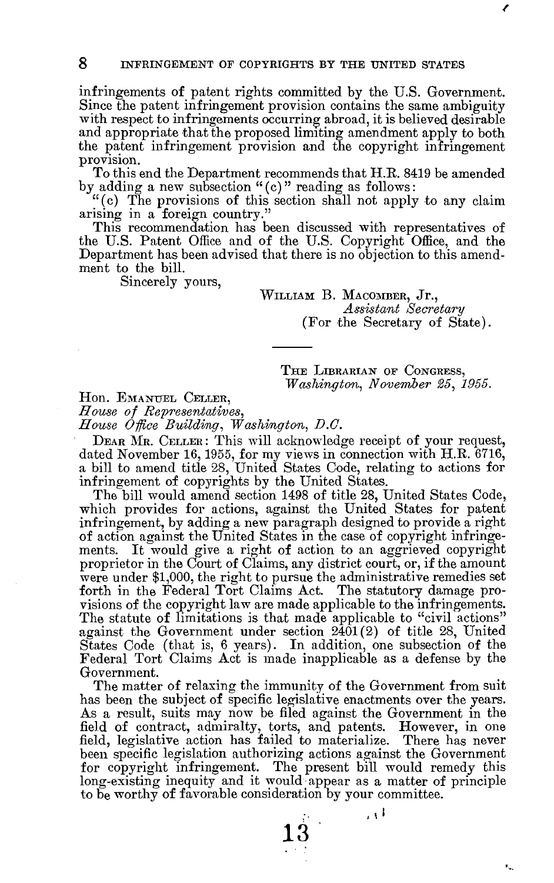infringements of patent rights committed by the U.S. Government. Since the patent infringement provision contains the same ambiguity with respect to infringements occurring abroad, it is believed desirable and appropriate that the proposed limiting amendment apply to both the patent infringement provision and the copyright infringement provision.

To this end the Department recommends that H.R. 8419 be amended by adding a new subsection "(c)" reading as follows:

"(c) The provisions of this section shall not apply to any claim arising in a foreign country."

This recommendation has been discussed with representatives of the U.S. Patent Office and of the U.S. Copyright Office, and the Department has been advised that there is no objection to this amendment to the bill.

Sincerely yours,

WILLIAM B. MACOMBER, Jr.,
*Assistant Secretary*
(For the Secretary of State).

---

THE LIBRARIAN OF CONGRESS,
*Washington, November 25, 1955.*

Hon. EMANUEL CELLER,
*House of Representatives,*
*House Office Building, Washington, D.C.*

DEAR MR. CELLER: This will acknowledge receipt of your request, dated November 16, 1955, for my views in connection with H.R. 6716, a bill to amend title 28, United States Code, relating to actions for infringement of copyrights by the United States.

The bill would amend section 1498 of title 28, United States Code, which provides for actions, against the United States for patent infringement, by adding a new paragraph designed to provide a right of action against the United States in the case of copyright infringements. It would give a right of action to an aggrieved copyright proprietor in the Court of Claims, any district court, or, if the amount were under $1,000, the right to pursue the administrative remedies set forth in the Federal Tort Claims Act. The statutory damage provisions of the copyright law are made applicable to the infringements. The statute of limitations is that made applicable to "civil actions" against the Government under section 2401(2) of title 28, United States Code (that is, 6 years). In addition, one subsection of the Federal Tort Claims Act is made inapplicable as a defense by the Government.

The matter of relaxing the immunity of the Government from suit has been the subject of specific legislative enactments over the years. As a result, suits may now be filed against the Government in the field of contract, admiralty, torts, and patents. However, in one field, legislative action has failed to materialize. There has never been specific legislation authorizing actions against the Government for copyright infringement. The present bill would remedy this long-existing inequity and it would appear as a matter of principle to be worthy of favorable consideration by your committee.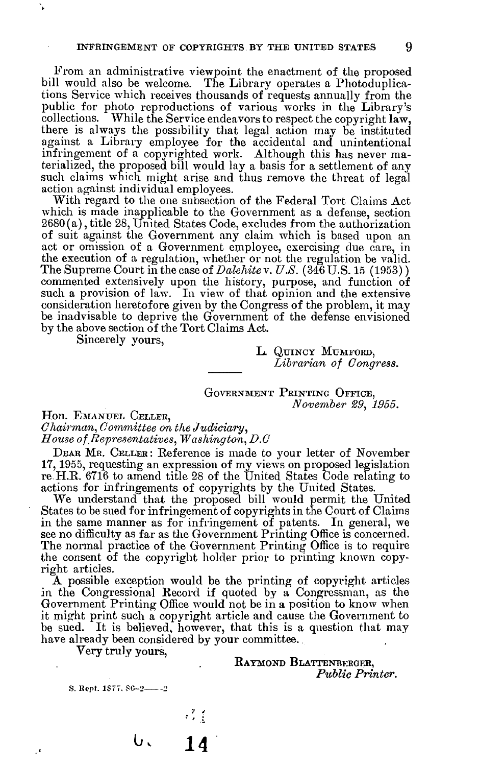From an administrative viewpoint the enactment of the proposed bill would also be welcome. The Library operates a Photoduplications Service which receives thousands of requests annually from the public for photo reproductions of various works in the Library's collections. While the Service endeavors to respect the copyright law, there is always the possibility that legal action may be instituted against a Library employee for the accidental and unintentional infringement of a copyrighted work. Although this has never materialized, the proposed bill would lay a basis for a settlement of any such claims which might arise and thus remove the threat of legal action against individual employees.

With regard to the one subsection of the Federal Tort Claims Act which is made inapplicable to the Government as a defense, section 2680(a), title 28, United States Code, excludes from the authorization of suit against the Government any claim which is based upon an act or omission of a Government employee, exercising due care, in the execution of a regulation, whether or not the regulation be valid. The Supreme Court in the case of *Dalehite* v. *U.S.* (346 U.S. 15 (1953)) commented extensively upon the history, purpose, and function of such a provision of law. In view of that opinion and the extensive consideration heretofore given by the Congress of the problem, it may be inadvisable to deprive the Government of the defense envisioned by the above section of the Tort Claims Act.

Sincerely yours,

L. QUINCY MUMFORD,
*Librarian of Congress.*

---

GOVERNMENT PRINTING OFFICE,
*November 29, 1955.*

Hon. EMANUEL CELLER,
*Chairman, Committee on the Judiciary,*
*House of Representatives, Washington, D.C*

DEAR MR. CELLER: Reference is made to your letter of November 17, 1955, requesting an expression of my views on proposed legislation re H.R. 6716 to amend title 28 of the United States Code relating to actions for infringements of copyrights by the United States.

We understand that the proposed bill would permit the United States to be sued for infringement of copyrights in the Court of Claims in the same manner as for infringement of patents. In general, we see no difficulty as far as the Government Printing Office is concerned. The normal practice of the Government Printing Office is to require the consent of the copyright holder prior to printing known copyright articles.

A possible exception would be the printing of copyright articles in the Congressional Record if quoted by a Congressman, as the Government Printing Office would not be in a position to know when it might print such a copyright article and cause the Government to be sued. It is believed, however, that this is a question that may have already been considered by your committee.

Very truly yours,

RAYMOND BLATTENBERGER,
*Public Printer.*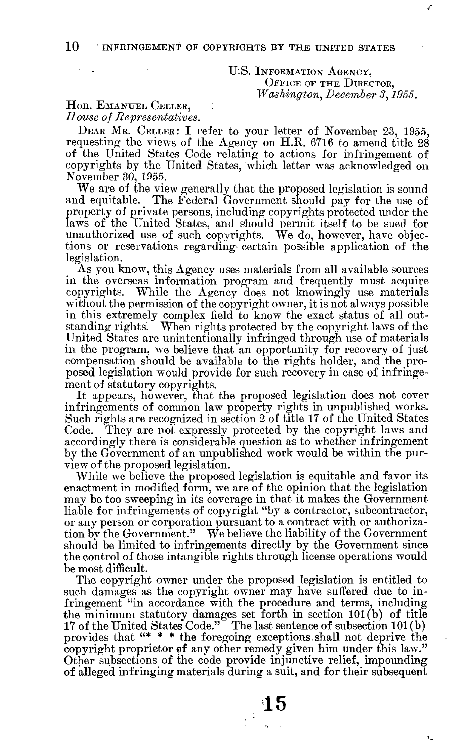U.S. INFORMATION AGENCY,
OFFICE OF THE DIRECTOR,
*Washington, December 3, 1955.*

Hon. EMANUEL CELLER,
*House of Representatives.*

DEAR MR. CELLER: I refer to your letter of November 23, 1955, requesting the views of the Agency on H.R. 6716 to amend title 28 of the United States Code relating to actions for infringement of copyrights by the United States, which letter was acknowledged on November 30, 1955.

We are of the view generally that the proposed legislation is sound and equitable. The Federal Government should pay for the use of property of private persons, including copyrights protected under the laws of the United States, and should permit itself to be sued for unauthorized use of such copyrights. We do, however, have objections or reservations regarding certain possible application of the legislation.

As you know, this Agency uses materials from all available sources in the overseas information program and frequently must acquire copyrights. While the Agency does not knowingly use materials without the permission of the copyright owner, it is not always possible in this extremely complex field to know the exact status of all outstanding rights. When rights protected by the copyright laws of the United States are unintentionally infringed through use of materials in the program, we believe that an opportunity for recovery of just compensation should be available to the rights holder, and the proposed legislation would provide for such recovery in case of infringement of statutory copyrights.

It appears, however, that the proposed legislation does not cover infringements of common law property rights in unpublished works. Such rights are recognized in section 2 of title 17 of the United States Code. They are not expressly protected by the copyright laws and accordingly there is considerable question as to whether infringement by the Government of an unpublished work would be within the purview of the proposed legislation.

While we believe the proposed legislation is equitable and favor its enactment in modified form, we are of the opinion that the legislation may be too sweeping in its coverage in that it makes the Government liable for infringements of copyright "by a contractor, subcontractor, or any person or corporation pursuant to a contract with or authorization by the Government." We believe the liability of the Government should be limited to infringements directly by the Government since the control of those intangible rights through license operations would be most difficult.

The copyright owner under the proposed legislation is entitled to such damages as the copyright owner may have suffered due to infringement "in accordance with the procedure and terms, including the minimum statutory damages set forth in section 101(b) of title 17 of the United States Code." The last sentence of subsection 101(b) provides that "* * * the foregoing exceptions shall not deprive the copyright proprietor of any other remedy given him under this law." Other subsections of the code provide injunctive relief, impounding of alleged infringing materials during a suit, and for their subsequent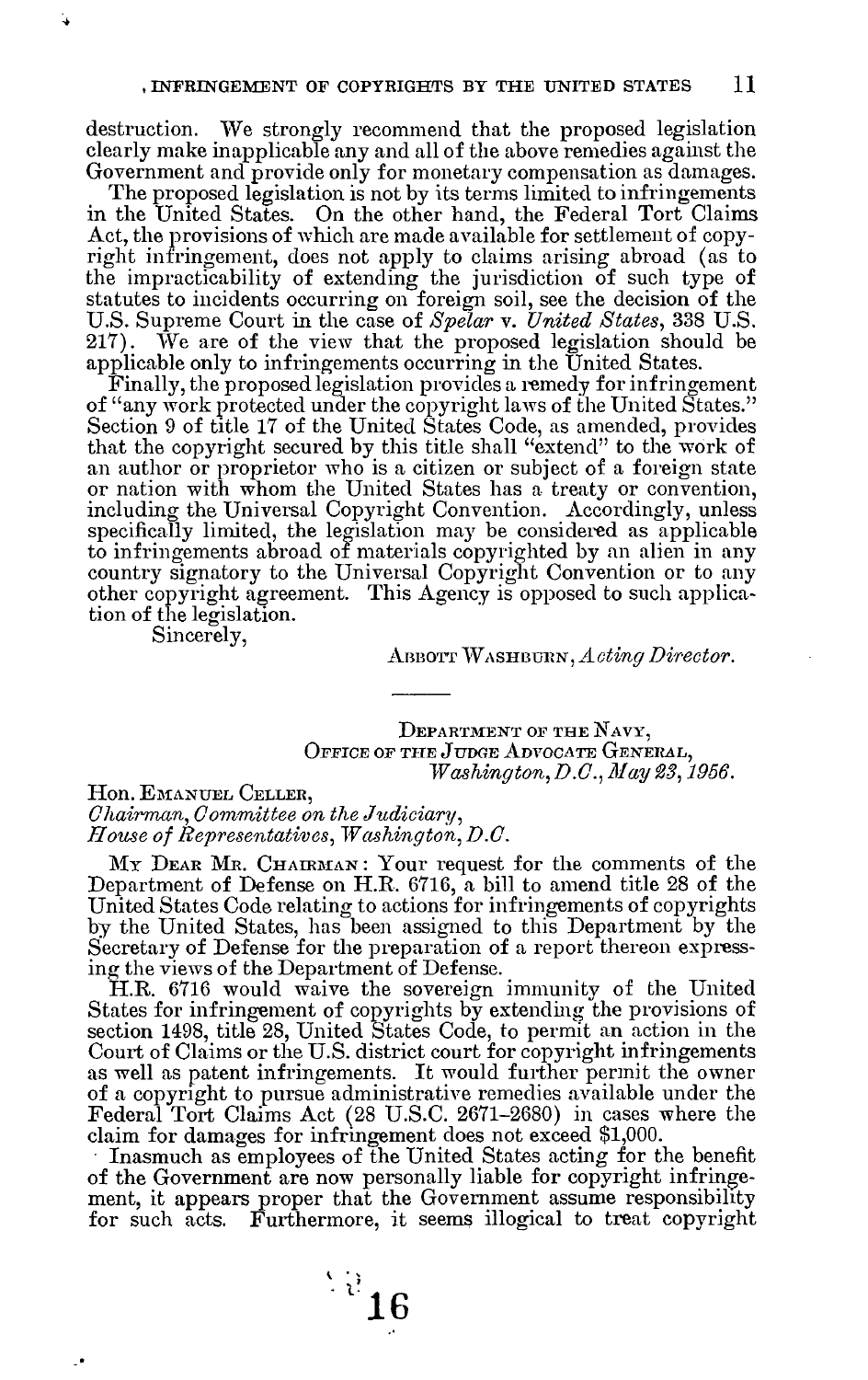destruction. We strongly recommend that the proposed legislation clearly make inapplicable any and all of the above remedies against the Government and provide only for monetary compensation as damages.

The proposed legislation is not by its terms limited to infringements in the United States. On the other hand, the Federal Tort Claims Act, the provisions of which are made available for settlement of copyright infringement, does not apply to claims arising abroad (as to the impracticability of extending the jurisdiction of such type of statutes to incidents occurring on foreign soil, see the decision of the U.S. Supreme Court in the case of *Spelar* v. *United States*, 338 U.S. 217). We are of the view that the proposed legislation should be applicable only to infringements occurring in the United States.

Finally, the proposed legislation provides a remedy for infringement of "any work protected under the copyright laws of the United States." Section 9 of title 17 of the United States Code, as amended, provides that the copyright secured by this title shall "extend" to the work of an author or proprietor who is a citizen or subject of a foreign state or nation with whom the United States has a treaty or convention, including the Universal Copyright Convention. Accordingly, unless specifically limited, the legislation may be considered as applicable to infringements abroad of materials copyrighted by an alien in any country signatory to the Universal Copyright Convention or to any other copyright agreement. This Agency is opposed to such application of the legislation.

Sincerely,

ABBOTT WASHBURN, *Acting Director*.

---

DEPARTMENT OF THE NAVY,
OFFICE OF THE JUDGE ADVOCATE GENERAL,
*Washington, D.C., May 23, 1956.*

Hon. EMANUEL CELLER,
*Chairman, Committee on the Judiciary,*
*House of Representatives, Washington, D.C.*

MY DEAR MR. CHAIRMAN: Your request for the comments of the Department of Defense on H.R. 6716, a bill to amend title 28 of the United States Code relating to actions for infringements of copyrights by the United States, has been assigned to this Department by the Secretary of Defense for the preparation of a report thereon expressing the views of the Department of Defense.

H.R. 6716 would waive the sovereign immunity of the United States for infringement of copyrights by extending the provisions of section 1498, title 28, United States Code, to permit an action in the Court of Claims or the U.S. district court for copyright infringements as well as patent infringements. It would further permit the owner of a copyright to pursue administrative remedies available under the Federal Tort Claims Act (28 U.S.C. 2671-2680) in cases where the claim for damages for infringement does not exceed $1,000.

Inasmuch as employees of the United States acting for the benefit of the Government are now personally liable for copyright infringement, it appears proper that the Government assume responsibility for such acts. Furthermore, it seems illogical to treat copyright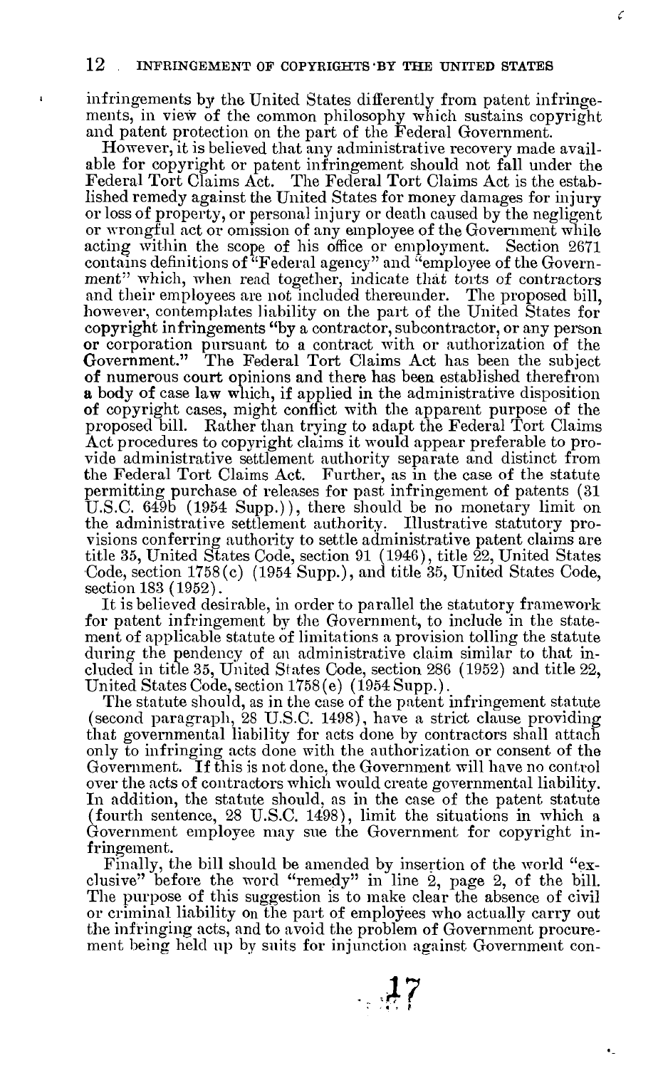infringements by the United States differently from patent infringements, in view of the common philosophy which sustains copyright and patent protection on the part of the Federal Government.

However, it is believed that any administrative recovery made available for copyright or patent infringement should not fall under the Federal Tort Claims Act. The Federal Tort Claims Act is the established remedy against the United States for money damages for injury or loss of property, or personal injury or death caused by the negligent or wrongful act or omission of any employee of the Government while acting within the scope of his office or employment. Section 2671 contains definitions of "Federal agency" and "employee of the Government" which, when read together, indicate that torts of contractors and their employees are not included thereunder. The proposed bill, however, contemplates liability on the part of the United States for copyright infringements "by a contractor, subcontractor, or any person or corporation pursuant to a contract with or authorization of the Government." The Federal Tort Claims Act has been the subject of numerous court opinions and there has been established therefrom a body of case law which, if applied in the administrative disposition of copyright cases, might conflict with the apparent purpose of the proposed bill. Rather than trying to adapt the Federal Tort Claims Act procedures to copyright claims it would appear preferable to provide administrative settlement authority separate and distinct from the Federal Tort Claims Act. Further, as in the case of the statute permitting purchase of releases for past infringement of patents (31 U.S.C. 649b (1954 Supp.)), there should be no monetary limit on the administrative settlement authority. Illustrative statutory provisions conferring authority to settle administrative patent claims are title 35, United States Code, section 91 (1946), title 22, United States Code, section 1758(c) (1954 Supp.), and title 35, United States Code, section 183 (1952).

It is believed desirable, in order to parallel the statutory framework for patent infringement by the Government, to include in the statement of applicable statute of limitations a provision tolling the statute during the pendency of an administrative claim similar to that included in title 35, United States Code, section 286 (1952) and title 22, United States Code, section 1758(e) (1954 Supp.).

The statute should, as in the case of the patent infringement statute (second paragraph, 28 U.S.C. 1498), have a strict clause providing that governmental liability for acts done by contractors shall attach only to infringing acts done with the authorization or consent of the Government. If this is not done, the Government will have no control over the acts of contractors which would create governmental liability. In addition, the statute should, as in the case of the patent statute (fourth sentence, 28 U.S.C. 1498), limit the situations in which a Government employee may sue the Government for copyright infringement.

Finally, the bill should be amended by insertion of the world "exclusive" before the word "remedy" in line 2, page 2, of the bill. The purpose of this suggestion is to make clear the absence of civil or criminal liability on the part of employees who actually carry out the infringing acts, and to avoid the problem of Government procurement being held up by suits for injunction against Government con-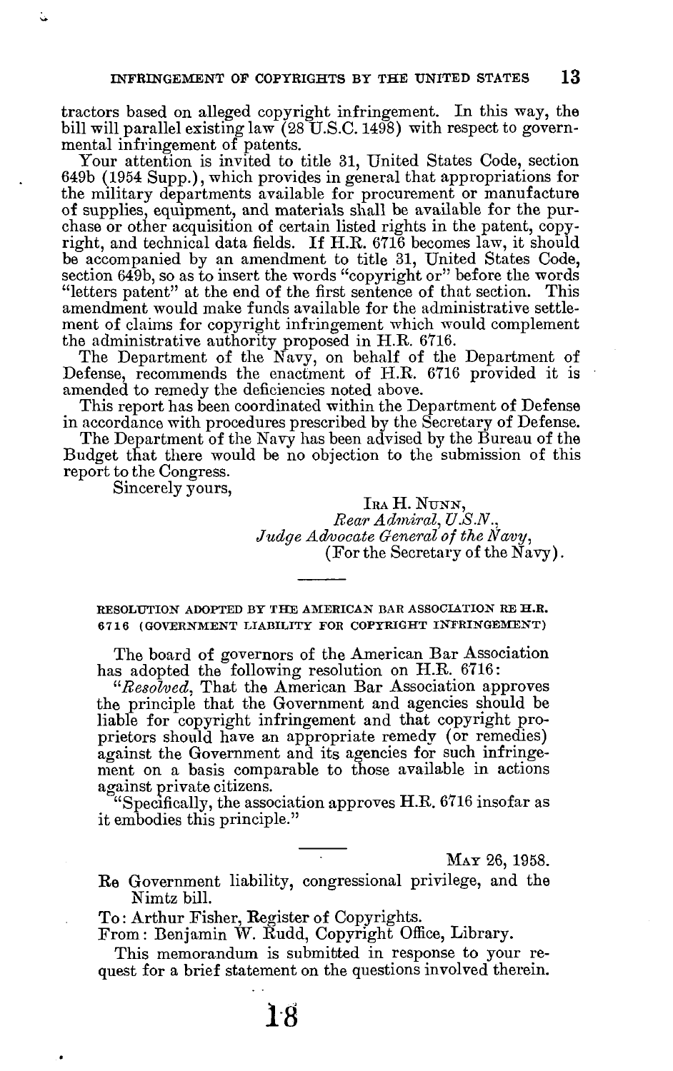tractors based on alleged copyright infringement. In this way, the bill will parallel existing law (28 U.S.C. 1498) with respect to governmental infringement of patents.

Your attention is invited to title 31, United States Code, section 649b (1954 Supp.), which provides in general that appropriations for the military departments available for procurement or manufacture of supplies, equipment, and materials shall be available for the purchase or other acquisition of certain listed rights in the patent, copyright, and technical data fields. If H.R. 6716 becomes law, it should be accompanied by an amendment to title 31, United States Code, section 649b, so as to insert the words "copyright or" before the words "letters patent" at the end of the first sentence of that section. This amendment would make funds available for the administrative settlement of claims for copyright infringement which would complement the administrative authority proposed in H.R. 6716.

The Department of the Navy, on behalf of the Department of Defense, recommends the enactment of H.R. 6716 provided it is amended to remedy the deficiencies noted above.

This report has been coordinated within the Department of Defense in accordance with procedures prescribed by the Secretary of Defense.

The Department of the Navy has been advised by the Bureau of the Budget that there would be no objection to the submission of this report to the Congress.

Sincerely yours,

IRA H. NUNN,
*Rear Admiral, U.S.N.,*
*Judge Advocate General of the Navy,*
(For the Secretary of the Navy).

---

RESOLUTION ADOPTED BY THE AMERICAN BAR ASSOCIATION RE H.R. 6716 (GOVERNMENT LIABILITY FOR COPYRIGHT INFRINGEMENT)

The board of governors of the American Bar Association has adopted the following resolution on H.R. 6716:

"*Resolved*, That the American Bar Association approves the principle that the Government and agencies should be liable for copyright infringement and that copyright proprietors should have an appropriate remedy (or remedies) against the Government and its agencies for such infringement on a basis comparable to those available in actions against private citizens.

"Specifically, the association approves H.R. 6716 insofar as it embodies this principle."

---

MAY 26, 1958.

Re Government liability, congressional privilege, and the Nimtz bill.

To: Arthur Fisher, Register of Copyrights.

From: Benjamin W. Rudd, Copyright Office, Library.

This memorandum is submitted in response to your request for a brief statement on the questions involved therein.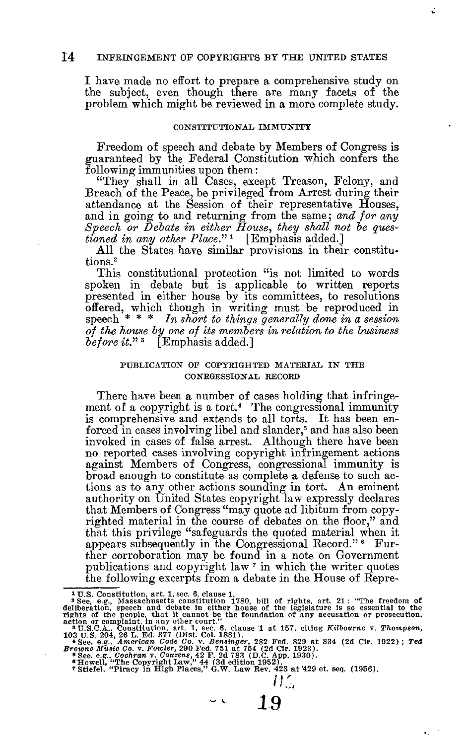I have made no effort to prepare a comprehensive study on the subject, even though there are many facets of the problem which might be reviewed in a more complete study.

### CONSTITUTIONAL IMMUNITY

Freedom of speech and debate by Members of Congress is guaranteed by the Federal Constitution which confers the following immunities upon them:

"They shall in all Cases, except Treason, Felony, and Breach of the Peace, be privileged from Arrest during their attendance at the Session of their representative Houses, and in going to and returning from the same; *and for any Speech or Debate in either House, they shall not be questioned in any other Place.*"[1] [Emphasis added.]

All the States have similar provisions in their constitutions.[2]

This constitutional protection "is not limited to words spoken in debate but is applicable to written reports presented in either house by its committees, to resolutions offered, which though in writing must be reproduced in speech * * * *In short to things generally done in a session of the house by one of its members in relation to the business before it.*"[3] [Emphasis added.]

### PUBLICATION OF COPYRIGHTED MATERIAL IN THE CONRGESSIONAL RECORD

There have been a number of cases holding that infringement of a copyright is a tort.[4] The congressional immunity is comprehensive and extends to all torts. It has been enforced in cases involving libel and slander,[5] and has also been invoked in cases of false arrest. Although there have been no reported cases involving copyright infringement actions against Members of Congress, congressional immunity is broad enough to constitute as complete a defense to such actions as to any other actions sounding in tort. An eminent authority on United States copyright law expressly declares that Members of Congress "may quote ad libitum from copyrighted material in the course of debates on the floor," and that this privilege "safeguards the quoted material when it appears subsequently in the Congressional Record."[6] Further corroboration may be found in a note on Government publications and copyright law[7] in which the writer quotes the following excerpts from a debate in the House of Repre-

---

[1] U.S. Constitution, art. 1, sec. 6, clause 1.

[2] See, e.g., Massachusetts constitution 1780, bill of rights, art. 21: "The freedom of deliberation, speech and debate in either house of the legislature is so essential to the rights of the people, that it cannot be the foundation of any accusation or prosecution, action or complaint, in any other court."

[3] U.S.C.A., Constitution, art. 1, sec. 6, clause 1 at 157, citing *Kilbourne* v. *Thompson*, 103 U.S. 204, 26 L. Ed. 377 (Dist. Col. 1881).

[4] See, e.g., *American Code Co.* v. *Bensinger*, 282 Fed. 829 at 834 (2d Cir. 1922); *Ted Browne Music Co.* v. *Fowler*, 290 Fed. 751 at 754 (2d Cir. 1923).

[5] See. e.g., *Cochran* v. *Couzens*, 42 F. 2d 783 (D.C. App. 1930).

[6] Howell, "The Copyright Law," 44 (3d edition 1952).

[7] Stiefel, "Piracy in High Places," G.W. Law Rev. 423 at 429 et. seq. (1956).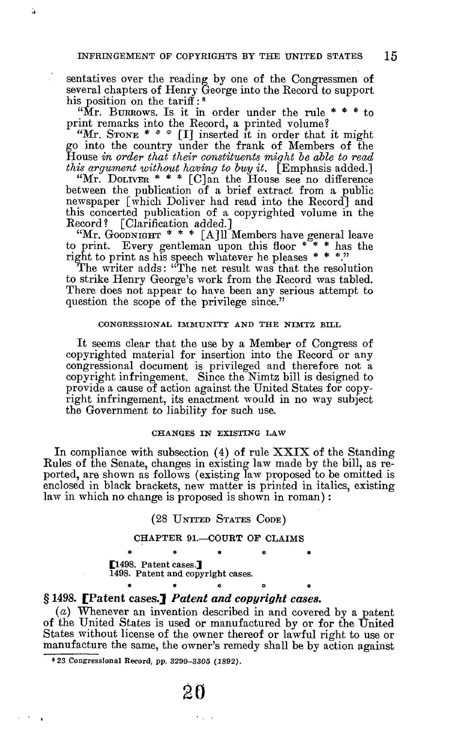sentatives over the reading by one of the Congressmen of several chapters of Henry George into the Record to support his position on the tariff:[8]

"Mr. BURROWS. Is it in order under the rule * * * to print remarks into the Record, a printed volume?

"Mr. STONE * * * [I] inserted it in order that it might go into the country under the frank of Members of the House *in order that their constituents might be able to read this argument without having to buy it.* [Emphasis added.]

"Mr. DOLIVER * * * [C]an the House see no difference between the publication of a brief extract from a public newspaper [which Doliver had read into the Record] and this concerted publication of a copyrighted volume in the Record? [Clarification added.]

"Mr. GOODNIGHT * * * [A]ll Members have general leave to print. Every gentleman upon this floor * * * has the right to print as his speech whatever he pleases * * *."

The writer adds: "The net result was that the resolution to strike Henry George's work from the Record was tabled. There does not appear to have been any serious attempt to question the scope of the privilege since."

###### CONGRESSIONAL IMMUNITY AND THE NIMTZ BILL

It seems clear that the use by a Member of Congress of copyrighted material for insertion into the Record or any congressional document is privileged and therefore not a copyright infringement. Since the Nimtz bill is designed to provide a cause of action against the United States for copyright infringement, its enactment would in no way subject the Government to liability for such use.

###### CHANGES IN EXISTING LAW

In compliance with subsection (4) of rule XXIX of the Standing Rules of the Senate, changes in existing law made by the bill, as reported, are shown as follows (existing law proposed to be omitted is enclosed in black brackets, new matter is printed in italics, existing law in which no change is proposed is shown in roman):

(28 UNITED STATES CODE)

CHAPTER 91.—COURT OF CLAIMS

\* \* \* \* \*

[1498. Patent cases.]
*1498. Patent and copyright cases.*

\* \* \* \* \*

### § 1498. [Patent cases.] *Patent and copyright cases.*

(*a*) Whenever an invention described in and covered by a patent of the United States is used or manufactured by or for the United States without license of the owner thereof or lawful right to use or manufacture the same, the owner's remedy shall be by action against

[8] 23 Congressional Record, pp. 3299–3305 (1892).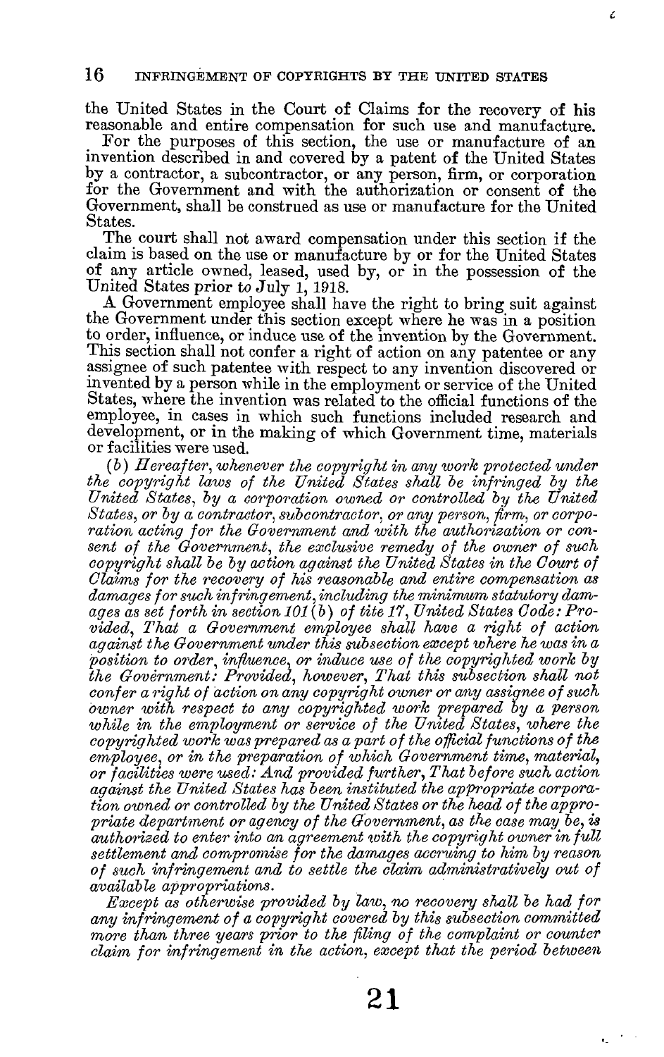the United States in the Court of Claims for the recovery of his reasonable and entire compensation for such use and manufacture.

For the purposes of this section, the use or manufacture of an invention described in and covered by a patent of the United States by a contractor, a subcontractor, or any person, firm, or corporation for the Government and with the authorization or consent of the Government, shall be construed as use or manufacture for the United States.

The court shall not award compensation under this section if the claim is based on the use or manufacture by or for the United States of any article owned, leased, used by, or in the possession of the United States prior to July 1, 1918.

A Government employee shall have the right to bring suit against the Government under this section except where he was in a position to order, influence, or induce use of the invention by the Government. This section shall not confer a right of action on any patentee or any assignee of such patentee with respect to any invention discovered or invented by a person while in the employment or service of the United States, where the invention was related to the official functions of the employee, in cases in which such functions included research and development, or in the making of which Government time, materials or facilities were used.

*(b) Hereafter, whenever the copyright in any work protected under the copyright laws of the United States shall be infringed by the United States, by a corporation owned or controlled by the United States, or by a contractor, subcontractor, or any person, firm, or corporation acting for the Government and with the authorization or consent of the Government, the exclusive remedy of the owner of such copyright shall be by action against the United States in the Court of Claims for the recovery of his reasonable and entire compensation as damages for such infringement, including the minimum statutory damages as set forth in section 101(b) of tite 17, United States Code: Provided, That a Government employee shall have a right of action against the Government under this subsection except where he was in a position to order, influence, or induce use of the copyrighted work by the Government: Provided, however, That this subsection shall not confer a right of action on any copyright owner or any assignee of such owner with respect to any copyrighted work prepared by a person while in the employment or service of the United States, where the copyrighted work was prepared as a part of the official functions of the employee, or in the preparation of which Government time, material, or facilities were used: And provided further, That before such action against the United States has been instituted the appropriate corporation owned or controlled by the United States or the head of the appropriate department or agency of the Government, as the case may be, is authorized to enter into an agreement with the copyright owner in full settlement and compromise for the damages accruing to him by reason of such infringement and to settle the claim administratively out of available appropriations.*

*Except as otherwise provided by law, no recovery shall be had for any infringement of a copyright covered by this subsection committed more than three years prior to the filing of the complaint or counter claim for infringement in the action, except that the period between*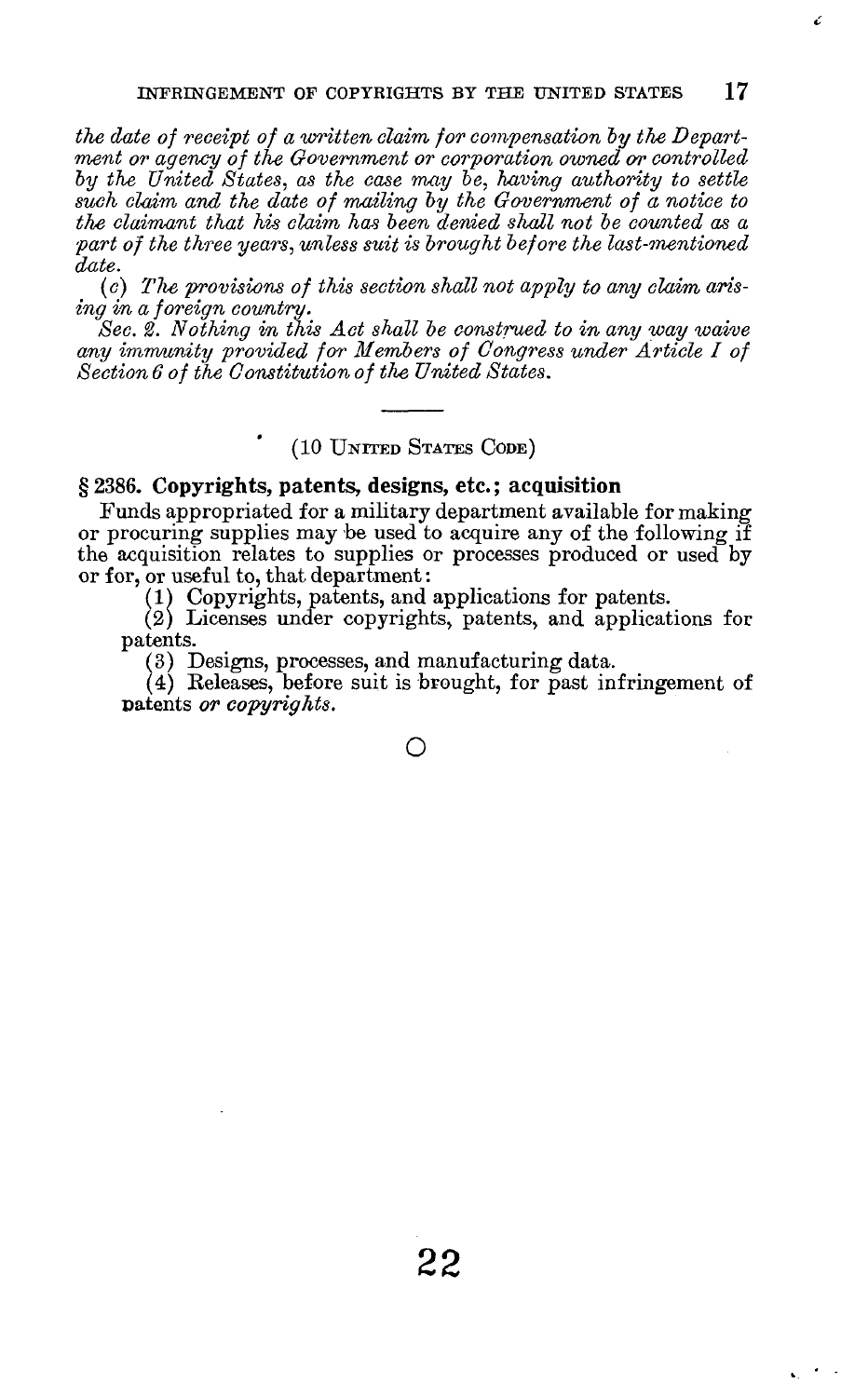*the date of receipt of a written claim for compensation by the Department or agency of the Government or corporation owned or controlled by the United States, as the case may be, having authority to settle such claim and the date of mailing by the Government of a notice to the claimant that his claim has been denied shall not be counted as a part of the three years, unless suit is brought before the last-mentioned date.*

*(c) The provisions of this section shall not apply to any claim arising in a foreign country.*

*Sec. 2. Nothing in this Act shall be construed to in any way waive any immunity provided for Members of Congress under Article I of Section 6 of the Constitution of the United States.*

---

(10 UNITED STATES CODE)

### § 2386. Copyrights, patents, designs, etc.; acquisition

Funds appropriated for a military department available for making or procuring supplies may be used to acquire any of the following if the acquisition relates to supplies or processes produced or used by or for, or useful to, that department:

(1) Copyrights, patents, and applications for patents.

(2) Licenses under copyrights, patents, and applications for patents.

(3) Designs, processes, and manufacturing data.

(4) Releases, before suit is brought, for past infringement of patents *or copyrights.*

O